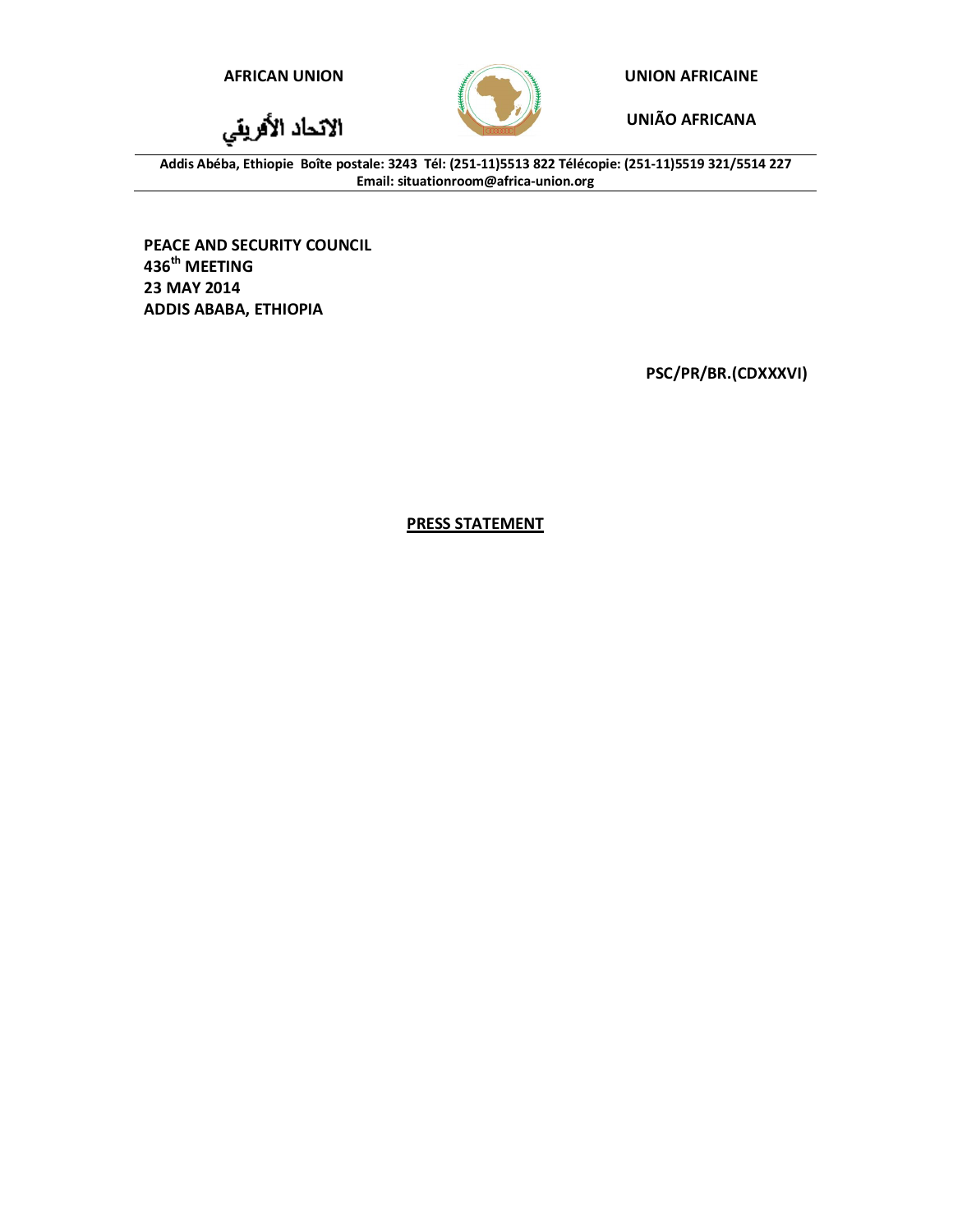AFRICAN UNION

الاتحاد الأفريقي

UNION AFRICAINE

UNIÃO AFRICANA

Addis Abéba, Ethiopie Boîte postale: 3243 Tél: (251-11)5513 822 Télécopie: (251-11)5519 321/5514 227
Email: situationroom@africa-union.org

**PEACE AND SECURITY COUNCIL**
**436th MEETING**
**23 MAY 2014**
**ADDIS ABABA, ETHIOPIA**

**PSC/PR/BR.(CDXXXVI)**

**PRESS STATEMENT**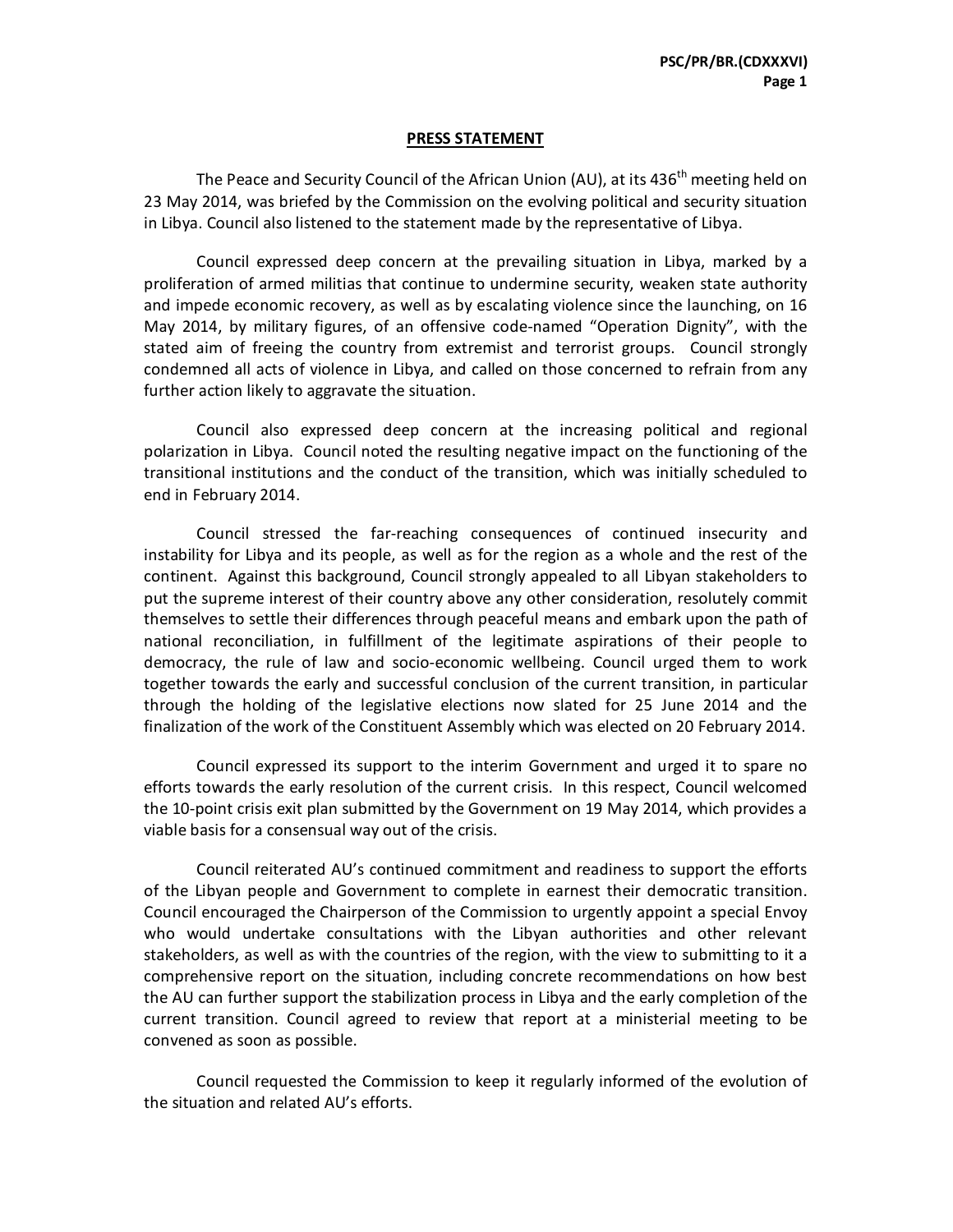## PRESS STATEMENT

The Peace and Security Council of the African Union (AU), at its 436th meeting held on 23 May 2014, was briefed by the Commission on the evolving political and security situation in Libya. Council also listened to the statement made by the representative of Libya.

Council expressed deep concern at the prevailing situation in Libya, marked by a proliferation of armed militias that continue to undermine security, weaken state authority and impede economic recovery, as well as by escalating violence since the launching, on 16 May 2014, by military figures, of an offensive code-named "Operation Dignity", with the stated aim of freeing the country from extremist and terrorist groups. Council strongly condemned all acts of violence in Libya, and called on those concerned to refrain from any further action likely to aggravate the situation.

Council also expressed deep concern at the increasing political and regional polarization in Libya. Council noted the resulting negative impact on the functioning of the transitional institutions and the conduct of the transition, which was initially scheduled to end in February 2014.

Council stressed the far-reaching consequences of continued insecurity and instability for Libya and its people, as well as for the region as a whole and the rest of the continent. Against this background, Council strongly appealed to all Libyan stakeholders to put the supreme interest of their country above any other consideration, resolutely commit themselves to settle their differences through peaceful means and embark upon the path of national reconciliation, in fulfillment of the legitimate aspirations of their people to democracy, the rule of law and socio-economic wellbeing. Council urged them to work together towards the early and successful conclusion of the current transition, in particular through the holding of the legislative elections now slated for 25 June 2014 and the finalization of the work of the Constituent Assembly which was elected on 20 February 2014.

Council expressed its support to the interim Government and urged it to spare no efforts towards the early resolution of the current crisis. In this respect, Council welcomed the 10-point crisis exit plan submitted by the Government on 19 May 2014, which provides a viable basis for a consensual way out of the crisis.

Council reiterated AU's continued commitment and readiness to support the efforts of the Libyan people and Government to complete in earnest their democratic transition. Council encouraged the Chairperson of the Commission to urgently appoint a special Envoy who would undertake consultations with the Libyan authorities and other relevant stakeholders, as well as with the countries of the region, with the view to submitting to it a comprehensive report on the situation, including concrete recommendations on how best the AU can further support the stabilization process in Libya and the early completion of the current transition. Council agreed to review that report at a ministerial meeting to be convened as soon as possible.

Council requested the Commission to keep it regularly informed of the evolution of the situation and related AU's efforts.